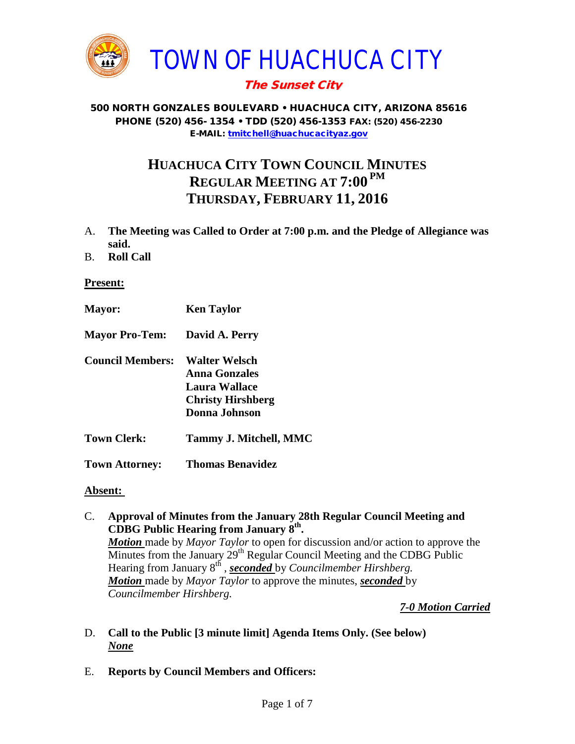# TOWN OF HUACHUCA CITY

***The Sunset City***

**500 NORTH GONZALES BOULEVARD • HUACHUCA CITY, ARIZONA 85616**
**PHONE (520) 456- 1354 • TDD (520) 456-1353 FAX: (520) 456-2230**
**E-MAIL: tmitchell@huachucacityaz.gov**

## HUACHUCA CITY TOWN COUNCIL MINUTES
## REGULAR MEETING AT 7:00 PM
## THURSDAY, FEBRUARY 11, 2016

A. **The Meeting was Called to Order at 7:00 p.m. and the Pledge of Allegiance was said.**

B. **Roll Call**

**Present:**

**Mayor:** **Ken Taylor**

**Mayor Pro-Tem:** **David A. Perry**

**Council Members:** **Walter Welsch**
**Anna Gonzales**
**Laura Wallace**
**Christy Hirshberg**
**Donna Johnson**

**Town Clerk:** **Tammy J. Mitchell, MMC**

**Town Attorney:** **Thomas Benavidez**

**Absent:**

C. **Approval of Minutes from the January 28th Regular Council Meeting and CDBG Public Hearing from January 8th.**
***Motion*** made by *Mayor Taylor* to open for discussion and/or action to approve the Minutes from the January 29th Regular Council Meeting and the CDBG Public Hearing from January 8th , ***seconded*** by *Councilmember Hirshberg.*
***Motion*** made by *Mayor Taylor* to approve the minutes, ***seconded*** by *Councilmember Hirshberg.*

***7-0 Motion Carried***

D. **Call to the Public [3 minute limit] Agenda Items Only. (See below)**
***None***

E. **Reports by Council Members and Officers:**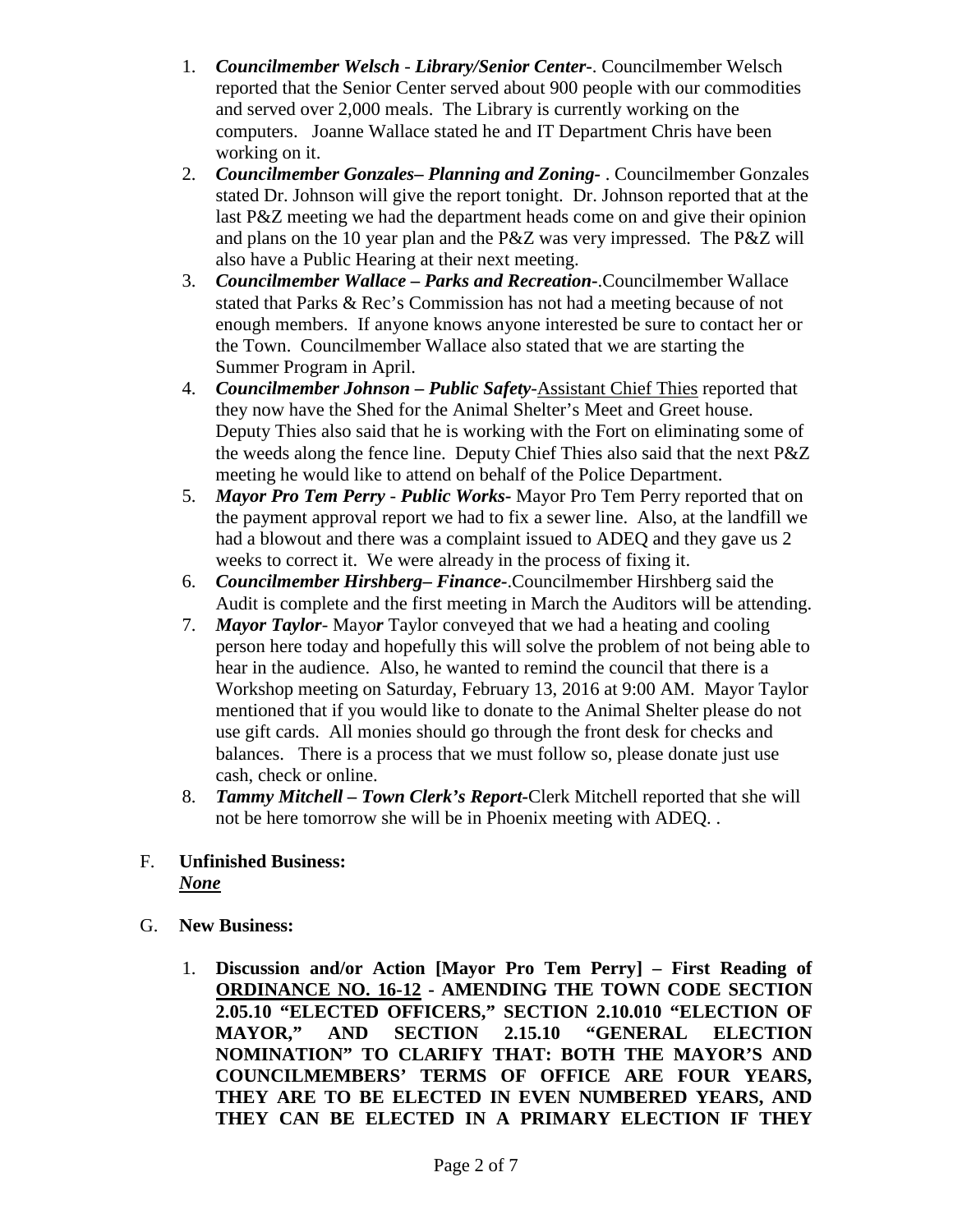1. ***Councilmember Welsch - Library/Senior Center-***. Councilmember Welsch reported that the Senior Center served about 900 people with our commodities and served over 2,000 meals. The Library is currently working on the computers. Joanne Wallace stated he and IT Department Chris have been working on it.
2. ***Councilmember Gonzales– Planning and Zoning-*** . Councilmember Gonzales stated Dr. Johnson will give the report tonight. Dr. Johnson reported that at the last P&Z meeting we had the department heads come on and give their opinion and plans on the 10 year plan and the P&Z was very impressed. The P&Z will also have a Public Hearing at their next meeting.
3. ***Councilmember Wallace – Parks and Recreation-***.Councilmember Wallace stated that Parks & Rec's Commission has not had a meeting because of not enough members. If anyone knows anyone interested be sure to contact her or the Town. Councilmember Wallace also stated that we are starting the Summer Program in April.
4. ***Councilmember Johnson – Public Safety***-<u>Assistant Chief Thies</u> reported that they now have the Shed for the Animal Shelter's Meet and Greet house. Deputy Thies also said that he is working with the Fort on eliminating some of the weeds along the fence line. Deputy Chief Thies also said that the next P&Z meeting he would like to attend on behalf of the Police Department.
5. ***Mayor Pro Tem Perry - Public Works-*** Mayor Pro Tem Perry reported that on the payment approval report we had to fix a sewer line. Also, at the landfill we had a blowout and there was a complaint issued to ADEQ and they gave us 2 weeks to correct it. We were already in the process of fixing it.
6. ***Councilmember Hirshberg– Finance-***.Councilmember Hirshberg said the Audit is complete and the first meeting in March the Auditors will be attending.
7. ***Mayor Taylor***- Mayo***r*** Taylor conveyed that we had a heating and cooling person here today and hopefully this will solve the problem of not being able to hear in the audience. Also, he wanted to remind the council that there is a Workshop meeting on Saturday, February 13, 2016 at 9:00 AM. Mayor Taylor mentioned that if you would like to donate to the Animal Shelter please do not use gift cards. All monies should go through the front desk for checks and balances. There is a process that we must follow so, please donate just use cash, check or online.
8. ***Tammy Mitchell – Town Clerk's Report***-Clerk Mitchell reported that she will not be here tomorrow she will be in Phoenix meeting with ADEQ. .

F. **Unfinished Business:**
***<u>None</u>***

G. **New Business:**

1. **Discussion and/or Action [Mayor Pro Tem Perry] – First Reading of <u>ORDINANCE NO. 16-12</u> - AMENDING THE TOWN CODE SECTION 2.05.10 "ELECTED OFFICERS," SECTION 2.10.010 "ELECTION OF MAYOR," AND SECTION 2.15.10 "GENERAL ELECTION NOMINATION" TO CLARIFY THAT: BOTH THE MAYOR'S AND COUNCILMEMBERS' TERMS OF OFFICE ARE FOUR YEARS, THEY ARE TO BE ELECTED IN EVEN NUMBERED YEARS, AND THEY CAN BE ELECTED IN A PRIMARY ELECTION IF THEY**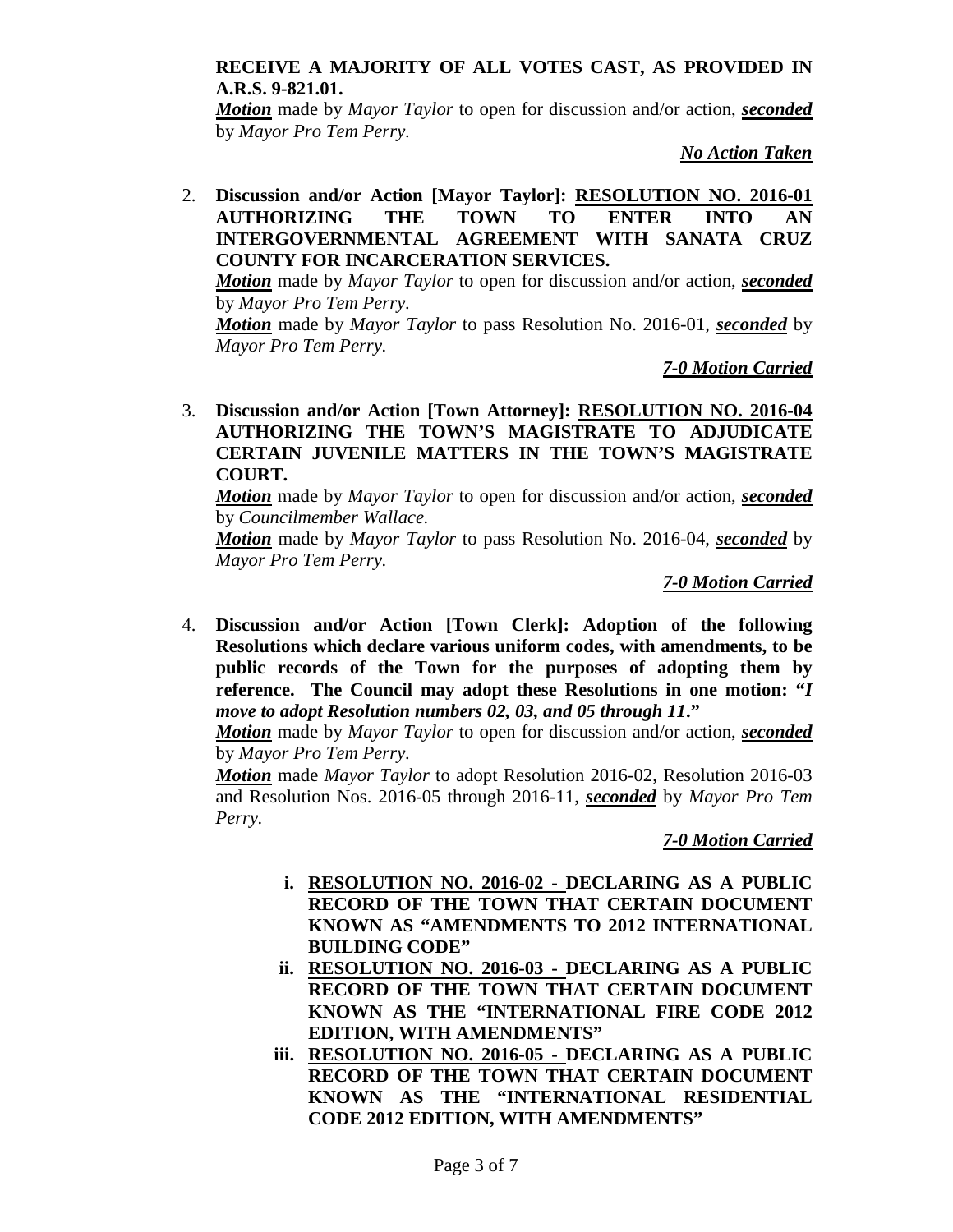**RECEIVE A MAJORITY OF ALL VOTES CAST, AS PROVIDED IN A.R.S. 9-821.01.**

***Motion*** made by *Mayor Taylor* to open for discussion and/or action, ***seconded*** by *Mayor Pro Tem Perry*.

***No Action Taken***

2. **Discussion and/or Action [Mayor Taylor]: RESOLUTION NO. 2016-01 AUTHORIZING THE TOWN TO ENTER INTO AN INTERGOVERNMENTAL AGREEMENT WITH SANATA CRUZ COUNTY FOR INCARCERATION SERVICES.**

   ***Motion*** made by *Mayor Taylor* to open for discussion and/or action, ***seconded*** by *Mayor Pro Tem Perry*.

   ***Motion*** made by *Mayor Taylor* to pass Resolution No. 2016-01, ***seconded*** by *Mayor Pro Tem Perry.*

   ***7-0 Motion Carried***

3. **Discussion and/or Action [Town Attorney]: RESOLUTION NO. 2016-04 AUTHORIZING THE TOWN'S MAGISTRATE TO ADJUDICATE CERTAIN JUVENILE MATTERS IN THE TOWN'S MAGISTRATE COURT.**

   ***Motion*** made by *Mayor Taylor* to open for discussion and/or action, ***seconded*** by *Councilmember Wallace.*

   ***Motion*** made by *Mayor Taylor* to pass Resolution No. 2016-04, ***seconded*** by *Mayor Pro Tem Perry.*

   ***7-0 Motion Carried***

4. **Discussion and/or Action [Town Clerk]: Adoption of the following Resolutions which declare various uniform codes, with amendments, to be public records of the Town for the purposes of adopting them by reference. The Council may adopt these Resolutions in one motion: "*I move to adopt Resolution numbers 02, 03, and 05 through 11*."**

   ***Motion*** made by *Mayor Taylor* to open for discussion and/or action, ***seconded*** by *Mayor Pro Tem Perry.*

   ***Motion*** made *Mayor Taylor* to adopt Resolution 2016-02, Resolution 2016-03 and Resolution Nos. 2016-05 through 2016-11, ***seconded*** by *Mayor Pro Tem Perry.*

   ***7-0 Motion Carried***

   i. **RESOLUTION NO. 2016-02 - DECLARING AS A PUBLIC RECORD OF THE TOWN THAT CERTAIN DOCUMENT KNOWN AS "AMENDMENTS TO 2012 INTERNATIONAL BUILDING CODE"**
   ii. **RESOLUTION NO. 2016-03 - DECLARING AS A PUBLIC RECORD OF THE TOWN THAT CERTAIN DOCUMENT KNOWN AS THE "INTERNATIONAL FIRE CODE 2012 EDITION, WITH AMENDMENTS"**
   iii. **RESOLUTION NO. 2016-05 - DECLARING AS A PUBLIC RECORD OF THE TOWN THAT CERTAIN DOCUMENT KNOWN AS THE "INTERNATIONAL RESIDENTIAL CODE 2012 EDITION, WITH AMENDMENTS"**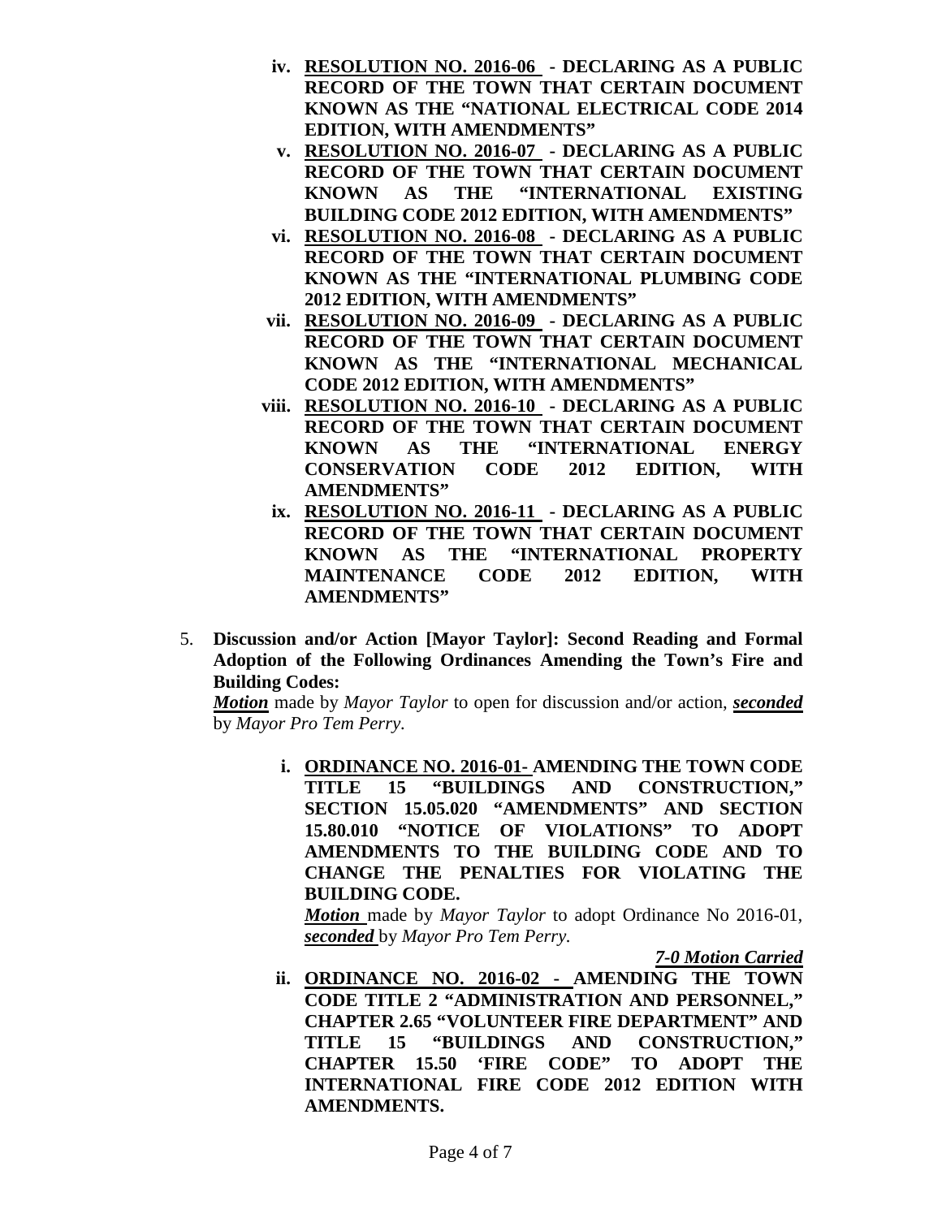iv. **RESOLUTION NO. 2016-06 - DECLARING AS A PUBLIC RECORD OF THE TOWN THAT CERTAIN DOCUMENT KNOWN AS THE "NATIONAL ELECTRICAL CODE 2014 EDITION, WITH AMENDMENTS"**

v. **RESOLUTION NO. 2016-07 - DECLARING AS A PUBLIC RECORD OF THE TOWN THAT CERTAIN DOCUMENT KNOWN AS THE "INTERNATIONAL EXISTING BUILDING CODE 2012 EDITION, WITH AMENDMENTS"**

vi. **RESOLUTION NO. 2016-08 - DECLARING AS A PUBLIC RECORD OF THE TOWN THAT CERTAIN DOCUMENT KNOWN AS THE "INTERNATIONAL PLUMBING CODE 2012 EDITION, WITH AMENDMENTS"**

vii. **RESOLUTION NO. 2016-09 - DECLARING AS A PUBLIC RECORD OF THE TOWN THAT CERTAIN DOCUMENT KNOWN AS THE "INTERNATIONAL MECHANICAL CODE 2012 EDITION, WITH AMENDMENTS"**

viii. **RESOLUTION NO. 2016-10 - DECLARING AS A PUBLIC RECORD OF THE TOWN THAT CERTAIN DOCUMENT KNOWN AS THE "INTERNATIONAL ENERGY CONSERVATION CODE 2012 EDITION, WITH AMENDMENTS"**

ix. **RESOLUTION NO. 2016-11 - DECLARING AS A PUBLIC RECORD OF THE TOWN THAT CERTAIN DOCUMENT KNOWN AS THE "INTERNATIONAL PROPERTY MAINTENANCE CODE 2012 EDITION, WITH AMENDMENTS"**

5. **Discussion and/or Action [Mayor Taylor]: Second Reading and Formal Adoption of the Following Ordinances Amending the Town's Fire and Building Codes:**

***Motion*** made by *Mayor Taylor* to open for discussion and/or action, ***seconded*** by *Mayor Pro Tem Perry.*

i. **ORDINANCE NO. 2016-01- AMENDING THE TOWN CODE TITLE 15 "BUILDINGS AND CONSTRUCTION," SECTION 15.05.020 "AMENDMENTS" AND SECTION 15.80.010 "NOTICE OF VIOLATIONS" TO ADOPT AMENDMENTS TO THE BUILDING CODE AND TO CHANGE THE PENALTIES FOR VIOLATING THE BUILDING CODE.**

***Motion*** made by *Mayor Taylor* to adopt Ordinance No 2016-01, ***seconded*** by *Mayor Pro Tem Perry.*

***7-0 Motion Carried***

ii. **ORDINANCE NO. 2016-02 - AMENDING THE TOWN CODE TITLE 2 "ADMINISTRATION AND PERSONNEL," CHAPTER 2.65 "VOLUNTEER FIRE DEPARTMENT" AND TITLE 15 "BUILDINGS AND CONSTRUCTION," CHAPTER 15.50 'FIRE CODE" TO ADOPT THE INTERNATIONAL FIRE CODE 2012 EDITION WITH AMENDMENTS.**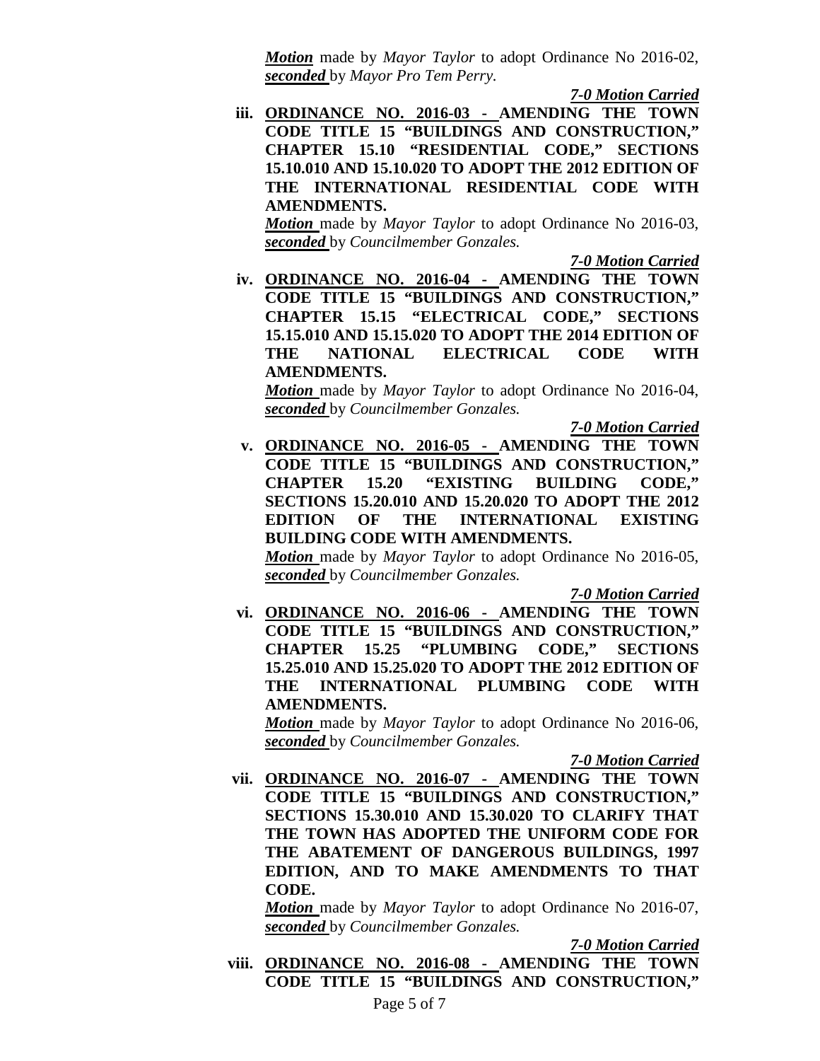***Motion*** made by *Mayor Taylor* to adopt Ordinance No 2016-02, ***seconded*** by *Mayor Pro Tem Perry.*

***7-0 Motion Carried***

iii. **ORDINANCE NO. 2016-03 - AMENDING THE TOWN CODE TITLE 15 "BUILDINGS AND CONSTRUCTION," CHAPTER 15.10 "RESIDENTIAL CODE," SECTIONS 15.10.010 AND 15.10.020 TO ADOPT THE 2012 EDITION OF THE INTERNATIONAL RESIDENTIAL CODE WITH AMENDMENTS.**

***Motion*** made by *Mayor Taylor* to adopt Ordinance No 2016-03, ***seconded*** by *Councilmember Gonzales.*

***7-0 Motion Carried***

iv. **ORDINANCE NO. 2016-04 - AMENDING THE TOWN CODE TITLE 15 "BUILDINGS AND CONSTRUCTION," CHAPTER 15.15 "ELECTRICAL CODE," SECTIONS 15.15.010 AND 15.15.020 TO ADOPT THE 2014 EDITION OF THE NATIONAL ELECTRICAL CODE WITH AMENDMENTS.**

***Motion*** made by *Mayor Taylor* to adopt Ordinance No 2016-04, ***seconded*** by *Councilmember Gonzales.*

***7-0 Motion Carried***

v. **ORDINANCE NO. 2016-05 - AMENDING THE TOWN CODE TITLE 15 "BUILDINGS AND CONSTRUCTION," CHAPTER 15.20 "EXISTING BUILDING CODE," SECTIONS 15.20.010 AND 15.20.020 TO ADOPT THE 2012 EDITION OF THE INTERNATIONAL EXISTING BUILDING CODE WITH AMENDMENTS.**

***Motion*** made by *Mayor Taylor* to adopt Ordinance No 2016-05, ***seconded*** by *Councilmember Gonzales.*

***7-0 Motion Carried***

vi. **ORDINANCE NO. 2016-06 - AMENDING THE TOWN CODE TITLE 15 "BUILDINGS AND CONSTRUCTION," CHAPTER 15.25 "PLUMBING CODE," SECTIONS 15.25.010 AND 15.25.020 TO ADOPT THE 2012 EDITION OF THE INTERNATIONAL PLUMBING CODE WITH AMENDMENTS.**

***Motion*** made by *Mayor Taylor* to adopt Ordinance No 2016-06, ***seconded*** by *Councilmember Gonzales.*

***7-0 Motion Carried***

vii. **ORDINANCE NO. 2016-07 - AMENDING THE TOWN CODE TITLE 15 "BUILDINGS AND CONSTRUCTION," SECTIONS 15.30.010 AND 15.30.020 TO CLARIFY THAT THE TOWN HAS ADOPTED THE UNIFORM CODE FOR THE ABATEMENT OF DANGEROUS BUILDINGS, 1997 EDITION, AND TO MAKE AMENDMENTS TO THAT CODE.**

***Motion*** made by *Mayor Taylor* to adopt Ordinance No 2016-07, ***seconded*** by *Councilmember Gonzales.*

***7-0 Motion Carried***

viii. **ORDINANCE NO. 2016-08 - AMENDING THE TOWN CODE TITLE 15 "BUILDINGS AND CONSTRUCTION,"**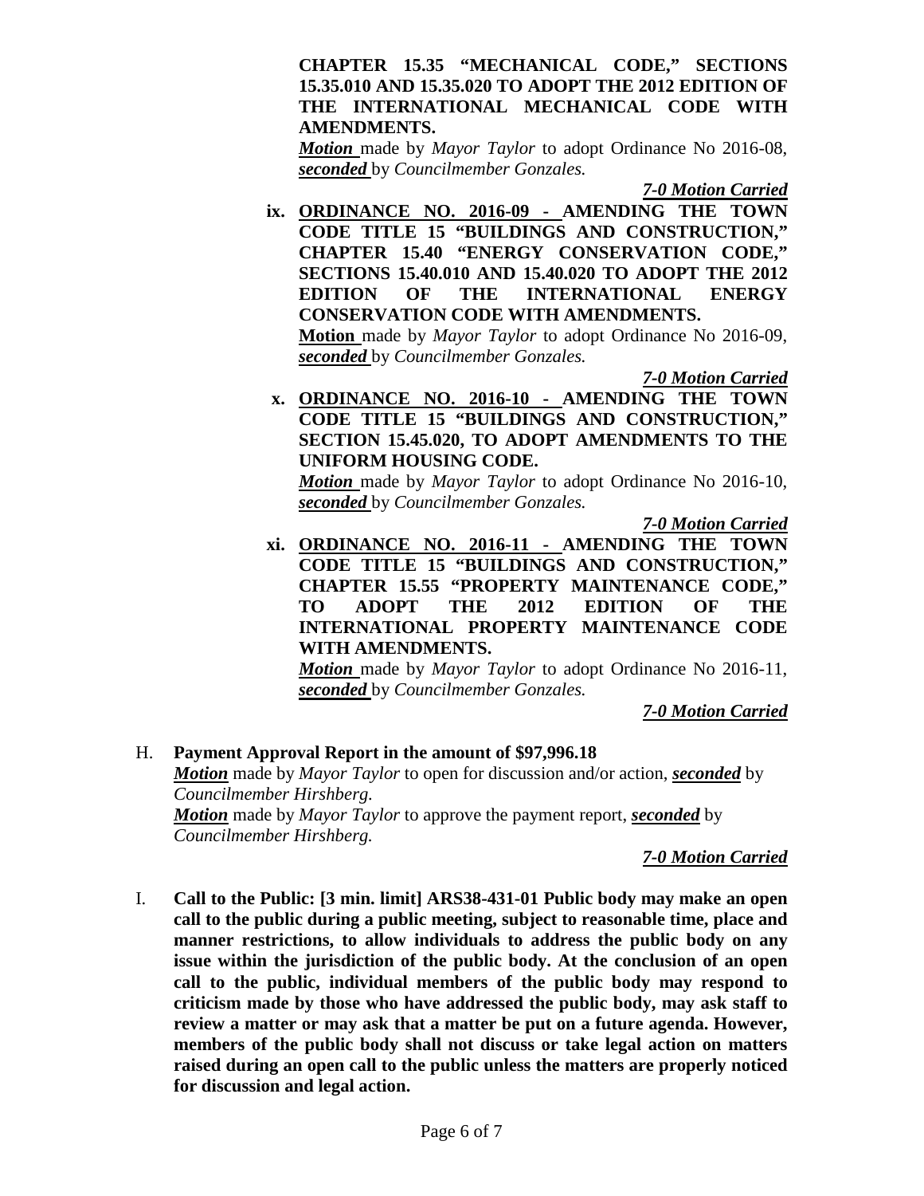**CHAPTER 15.35 "MECHANICAL CODE," SECTIONS 15.35.010 AND 15.35.020 TO ADOPT THE 2012 EDITION OF THE INTERNATIONAL MECHANICAL CODE WITH AMENDMENTS.**

***Motion*** made by *Mayor Taylor* to adopt Ordinance No 2016-08, ***seconded*** by *Councilmember Gonzales.*

***7-0 Motion Carried***

ix. **ORDINANCE NO. 2016-09 - AMENDING THE TOWN CODE TITLE 15 "BUILDINGS AND CONSTRUCTION," CHAPTER 15.40 "ENERGY CONSERVATION CODE," SECTIONS 15.40.010 AND 15.40.020 TO ADOPT THE 2012 EDITION OF THE INTERNATIONAL ENERGY CONSERVATION CODE WITH AMENDMENTS.**

**Motion** made by *Mayor Taylor* to adopt Ordinance No 2016-09, ***seconded*** by *Councilmember Gonzales.*

***7-0 Motion Carried***

x. **ORDINANCE NO. 2016-10 - AMENDING THE TOWN CODE TITLE 15 "BUILDINGS AND CONSTRUCTION," SECTION 15.45.020, TO ADOPT AMENDMENTS TO THE UNIFORM HOUSING CODE.**

***Motion*** made by *Mayor Taylor* to adopt Ordinance No 2016-10, ***seconded*** by *Councilmember Gonzales.*

***7-0 Motion Carried***

xi. **ORDINANCE NO. 2016-11 - AMENDING THE TOWN CODE TITLE 15 "BUILDINGS AND CONSTRUCTION," CHAPTER 15.55 "PROPERTY MAINTENANCE CODE," TO ADOPT THE 2012 EDITION OF THE INTERNATIONAL PROPERTY MAINTENANCE CODE WITH AMENDMENTS.**

***Motion*** made by *Mayor Taylor* to adopt Ordinance No 2016-11, ***seconded*** by *Councilmember Gonzales.*

***7-0 Motion Carried***

H. **Payment Approval Report in the amount of $97,996.18**

***Motion*** made by *Mayor Taylor* to open for discussion and/or action, ***seconded*** by *Councilmember Hirshberg.*

***Motion*** made by *Mayor Taylor* to approve the payment report, ***seconded*** by *Councilmember Hirshberg.*

***7-0 Motion Carried***

I. **Call to the Public: [3 min. limit] ARS38-431-01 Public body may make an open call to the public during a public meeting, subject to reasonable time, place and manner restrictions, to allow individuals to address the public body on any issue within the jurisdiction of the public body. At the conclusion of an open call to the public, individual members of the public body may respond to criticism made by those who have addressed the public body, may ask staff to review a matter or may ask that a matter be put on a future agenda. However, members of the public body shall not discuss or take legal action on matters raised during an open call to the public unless the matters are properly noticed for discussion and legal action.**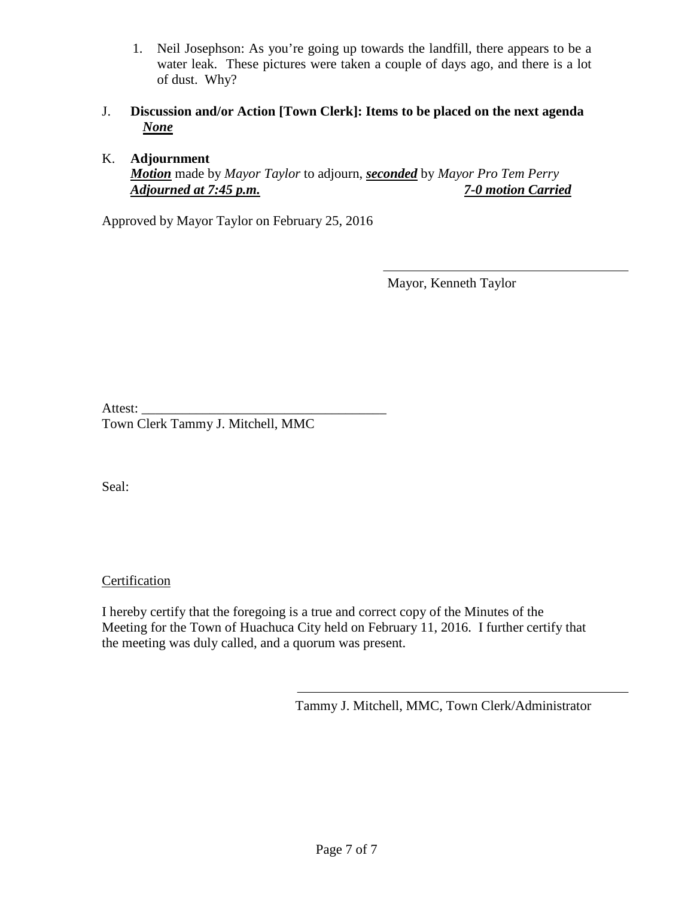1. Neil Josephson: As you're going up towards the landfill, there appears to be a water leak. These pictures were taken a couple of days ago, and there is a lot of dust. Why?

J. **Discussion and/or Action [Town Clerk]: Items to be placed on the next agenda**
***None***

K. **Adjournment**
***Motion*** made by *Mayor Taylor* to adjourn, ***seconded*** by *Mayor Pro Tem Perry*
***Adjourned at 7:45 p.m.*** ***7-0 motion Carried***

Approved by Mayor Taylor on February 25, 2016

_____________________________________
Mayor, Kenneth Taylor

Attest: _____________________________________
Town Clerk Tammy J. Mitchell, MMC

Seal:

Certification

I hereby certify that the foregoing is a true and correct copy of the Minutes of the Meeting for the Town of Huachuca City held on February 11, 2016. I further certify that the meeting was duly called, and a quorum was present.

_____________________________________
Tammy J. Mitchell, MMC, Town Clerk/Administrator